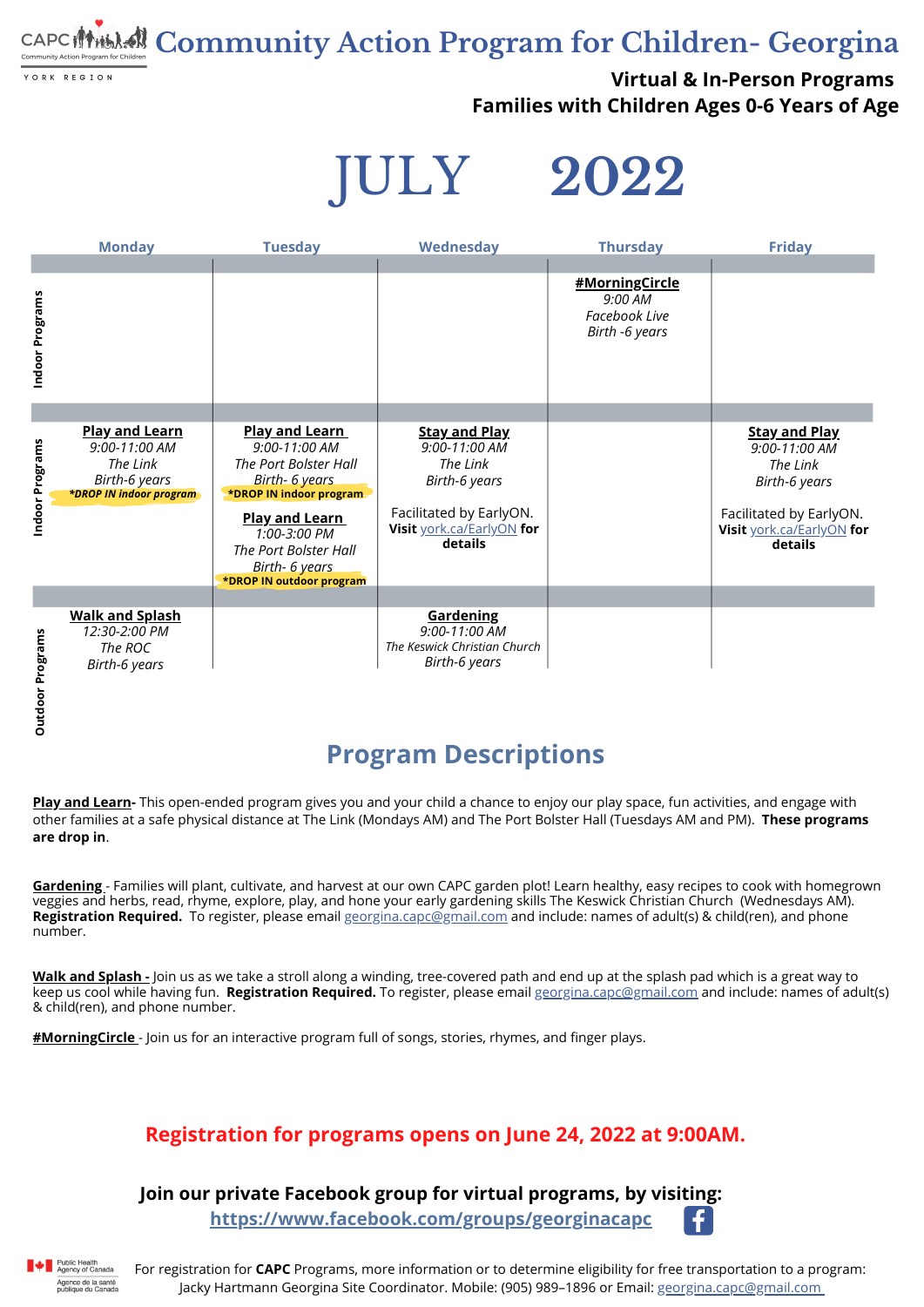# Community Action Program for Children- Georgina

**Virtual & In-Person Programs**
**Families with Children Ages 0-6 Years of Age**

# JULY 2022

| | Monday | Tuesday | Wednesday | Thursday | Friday |
|---|---|---|---|---|---|
| Indoor Programs | | | | **#MorningCircle** *9:00 AM* *Facebook Live* *Birth -6 years* | |
| Indoor Programs | **Play and Learn** *9:00-11:00 AM* *The Link* *Birth-6 years* ***DROP IN indoor program*** | **Play and Learn** *9:00-11:00 AM* *The Port Bolster Hall* *Birth- 6 years* ***DROP IN indoor program** **Play and Learn** *1:00-3:00 PM* *The Port Bolster Hall* *Birth- 6 years* ***DROP IN outdoor program** | **Stay and Play** *9:00-11:00 AM* *The Link* *Birth-6 years* Facilitated by EarlyON. **Visit** york.ca/EarlyON **for details** | | **Stay and Play** *9:00-11:00 AM* *The Link* *Birth-6 years* Facilitated by EarlyON. **Visit** york.ca/EarlyON **for details** |
| Outdoor Programs | **Walk and Splash** *12:30-2:00 PM* *The ROC* *Birth-6 years* | | **Gardening** *9:00-11:00 AM* *The Keswick Christian Church* *Birth-6 years* | | |

## Program Descriptions

**Play and Learn**- This open-ended program gives you and your child a chance to enjoy our play space, fun activities, and engage with other families at a safe physical distance at The Link (Mondays AM) and The Port Bolster Hall (Tuesdays AM and PM). **These programs are drop in**.

**Gardening** - Families will plant, cultivate, and harvest at our own CAPC garden plot! Learn healthy, easy recipes to cook with homegrown veggies and herbs, read, rhyme, explore, play, and hone your early gardening skills The Keswick Christian Church (Wednesdays AM). **Registration Required.** To register, please email georgina.capc@gmail.com and include: names of adult(s) & child(ren), and phone number.

**Walk and Splash -** Join us as we take a stroll along a winding, tree-covered path and end up at the splash pad which is a great way to keep us cool while having fun. **Registration Required.** To register, please email georgina.capc@gmail.com and include: names of adult(s) & child(ren), and phone number.

**#MorningCircle** - Join us for an interactive program full of songs, stories, rhymes, and finger plays.

**Registration for programs opens on June 24, 2022 at 9:00AM.**

**Join our private Facebook group for virtual programs, by visiting:**
**https://www.facebook.com/groups/georginacapc**

For registration for **CAPC** Programs, more information or to determine eligibility for free transportation to a program: Jacky Hartmann Georgina Site Coordinator. Mobile: (905) 989–1896 or Email: georgina.capc@gmail.com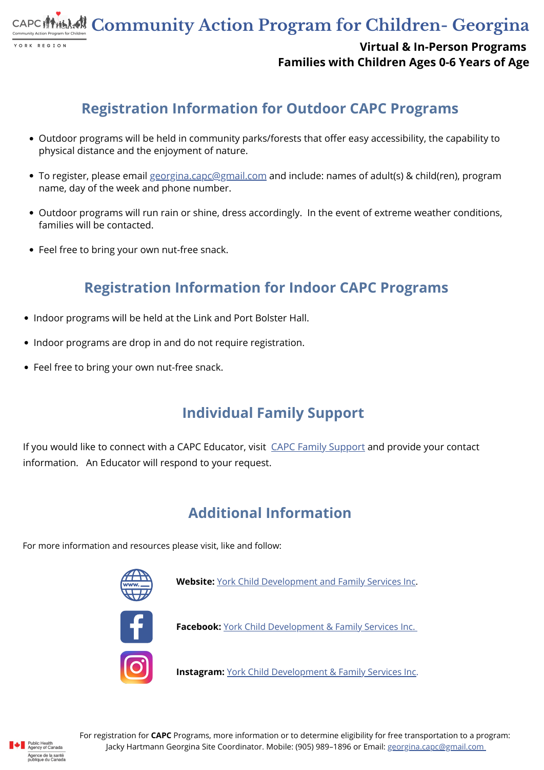# Community Action Program for Children- Georgina

**Virtual & In-Person Programs**
**Families with Children Ages 0-6 Years of Age**

## Registration Information for Outdoor CAPC Programs

- Outdoor programs will be held in community parks/forests that offer easy accessibility, the capability to physical distance and the enjoyment of nature.
- To register, please email georgina.capc@gmail.com and include: names of adult(s) & child(ren), program name, day of the week and phone number.
- Outdoor programs will run rain or shine, dress accordingly. In the event of extreme weather conditions, families will be contacted.
- Feel free to bring your own nut-free snack.

## Registration Information for Indoor CAPC Programs

- Indoor programs will be held at the Link and Port Bolster Hall.
- Indoor programs are drop in and do not require registration.
- Feel free to bring your own nut-free snack.

## Individual Family Support

If you would like to connect with a CAPC Educator, visit CAPC Family Support and provide your contact information. An Educator will respond to your request.

## Additional Information

For more information and resources please visit, like and follow:

**Website:** York Child Development and Family Services Inc.

**Facebook:** York Child Development & Family Services Inc.

**Instagram:** York Child Development & Family Services Inc.

For registration for **CAPC** Programs, more information or to determine eligibility for free transportation to a program: Jacky Hartmann Georgina Site Coordinator. Mobile: (905) 989–1896 or Email: georgina.capc@gmail.com